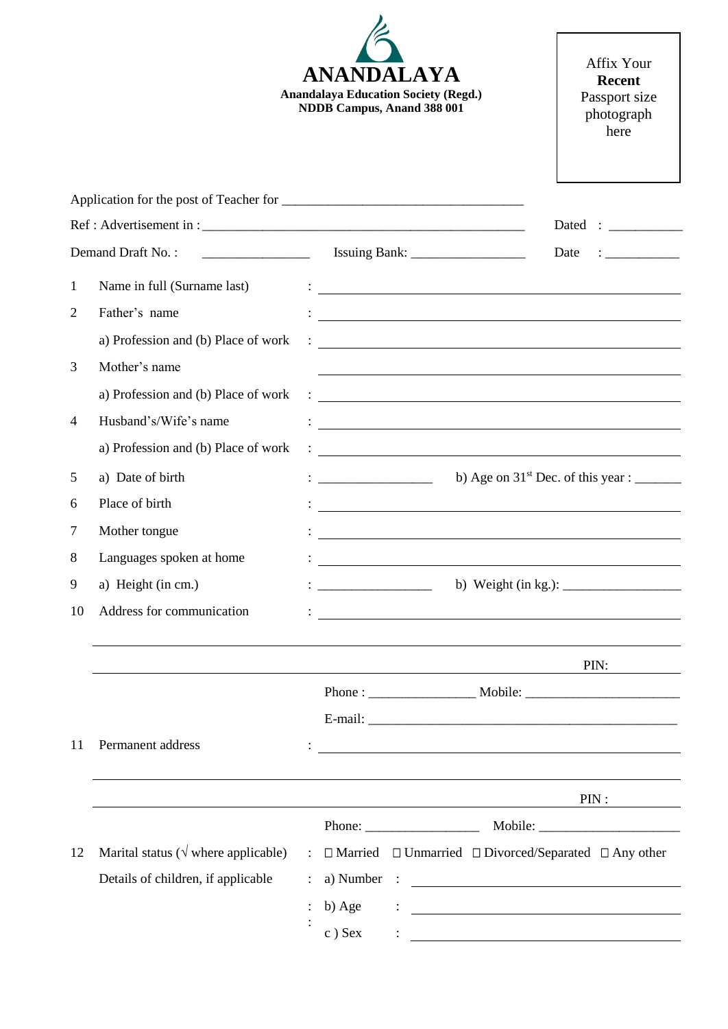# ANANDALAYA

**Anandalaya Education Society (Regd.)**
**NDDB Campus, Anand 388 001**

Affix Your **Recent** Passport size photograph here

Application for the post of Teacher for ___________________________________

Ref : Advertisement in : _______________________________________________ Dated : ___________

Demand Draft No. : _______________ Issuing Bank: ________________ Date : ___________

1 Name in full (Surname last) : ______________________________

2 Father's name : ______________________________

a) Profession and (b) Place of work : ______________________________

3 Mother's name ______________________________

a) Profession and (b) Place of work : ______________________________

4 Husband's/Wife's name : ______________________________

a) Profession and (b) Place of work : ______________________________

5 a) Date of birth : ________________ b) Age on 31st Dec. of this year : _______

6 Place of birth : ______________________________

7 Mother tongue : ______________________________

8 Languages spoken at home : ______________________________

9 a) Height (in cm.) : ________________ b) Weight (in kg.): _________________

10 Address for communication : ______________________________

______________________________

______________________________ PIN: __________

Phone : _______________ Mobile: ______________________

E-mail: ____________________________________________

11 Permanent address : ______________________________

______________________________

______________________________ PIN : __________

Phone: ________________ Mobile: ____________________

12 Marital status (√ where applicable) : ☐ Married ☐ Unmarried ☐ Divorced/Separated ☐ Any other

Details of children, if applicable : a) Number : ______________________________

: b) Age : ______________________________

: c ) Sex : ______________________________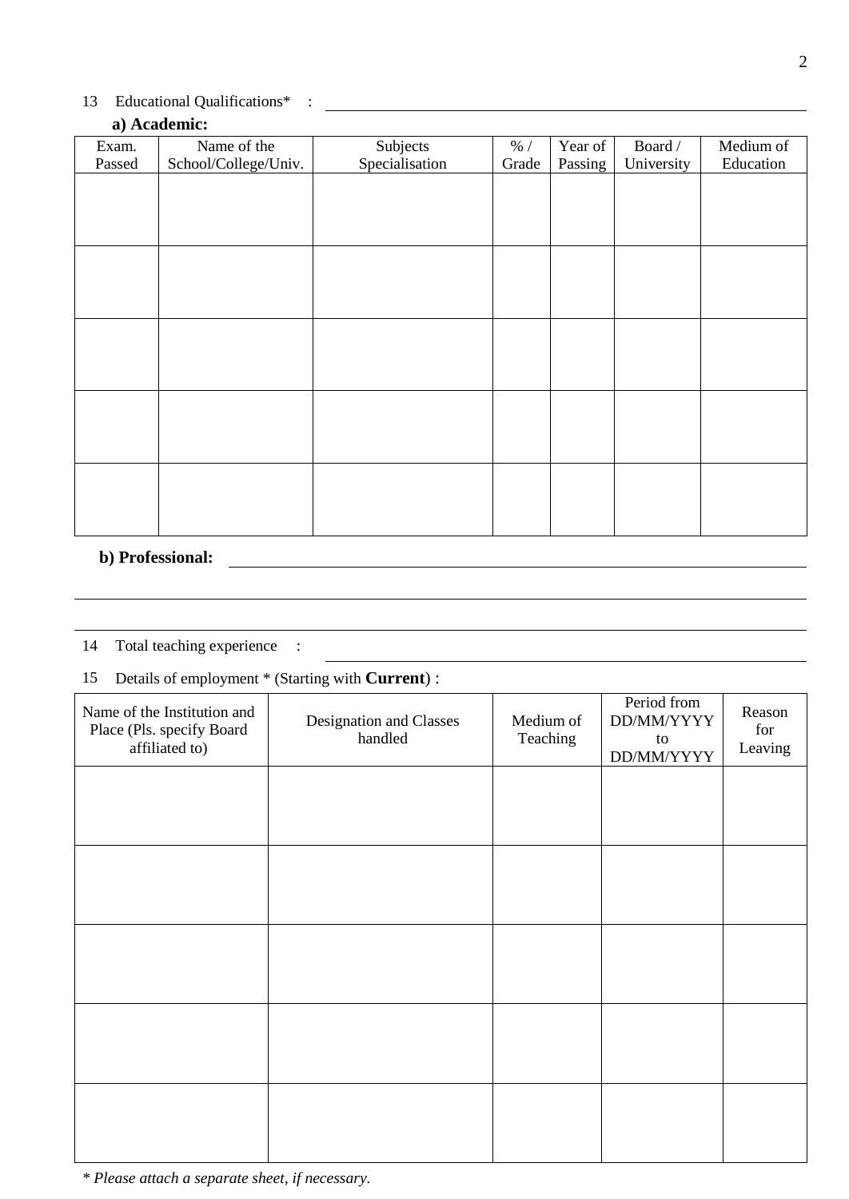13 Educational Qualifications* : ______________________________

**a) Academic:**

| Exam. Passed | Name of the School/College/Univ. | Subjects Specialisation | % / Grade | Year of Passing | Board / University | Medium of Education |
|---|---|---|---|---|---|---|
| | | | | | | |
| | | | | | | |
| | | | | | | |
| | | | | | | |
| | | | | | | |

**b) Professional:** ______________________________

______________________________

______________________________

14 Total teaching experience : ______________________________

15 Details of employment * (Starting with **Current**) :

| Name of the Institution and Place (Pls. specify Board affiliated to) | Designation and Classes handled | Medium of Teaching | Period from DD/MM/YYYY to DD/MM/YYYY | Reason for Leaving |
|---|---|---|---|---|
| | | | | |
| | | | | |
| | | | | |
| | | | | |
| | | | | |

*\* Please attach a separate sheet, if necessary.*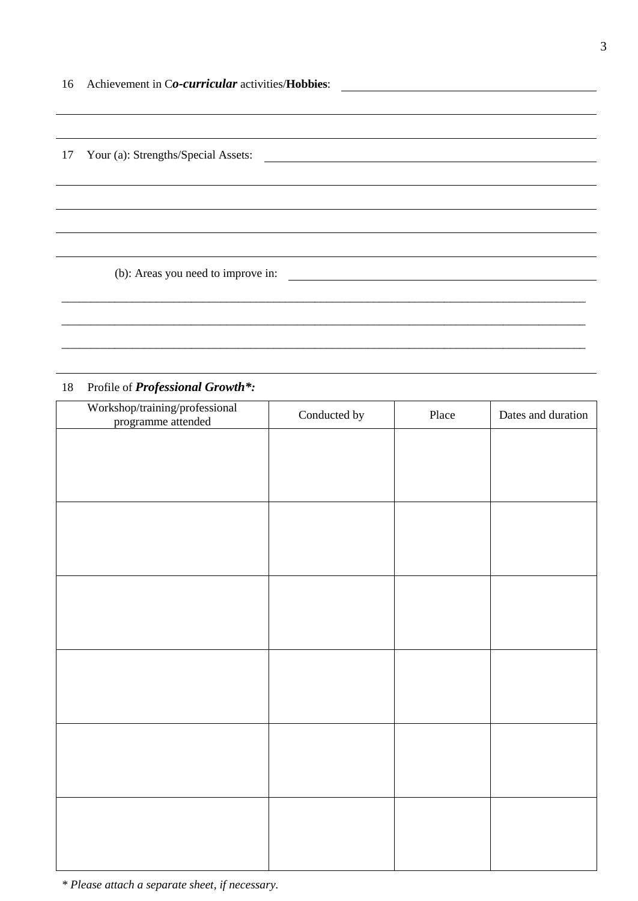16 Achievement in C***o-curricular*** activities/**Hobbies**: ________________________________________

____________________________________________________________________________________

____________________________________________________________________________________

17 Your (a): Strengths/Special Assets: ________________________________________

____________________________________________________________________________________

____________________________________________________________________________________

____________________________________________________________________________________

____________________________________________________________________________________

(b): Areas you need to improve in: ________________________________________

____________________________________________________________________________________

____________________________________________________________________________________

____________________________________________________________________________________

____________________________________________________________________________________

18 Profile of ***Professional Growth*:***

| Workshop/training/professional programme attended | Conducted by | Place | Dates and duration |
|---|---|---|---|
| | | | |
| | | | |
| | | | |
| | | | |
| | | | |
| | | | |

*\* Please attach a separate sheet, if necessary.*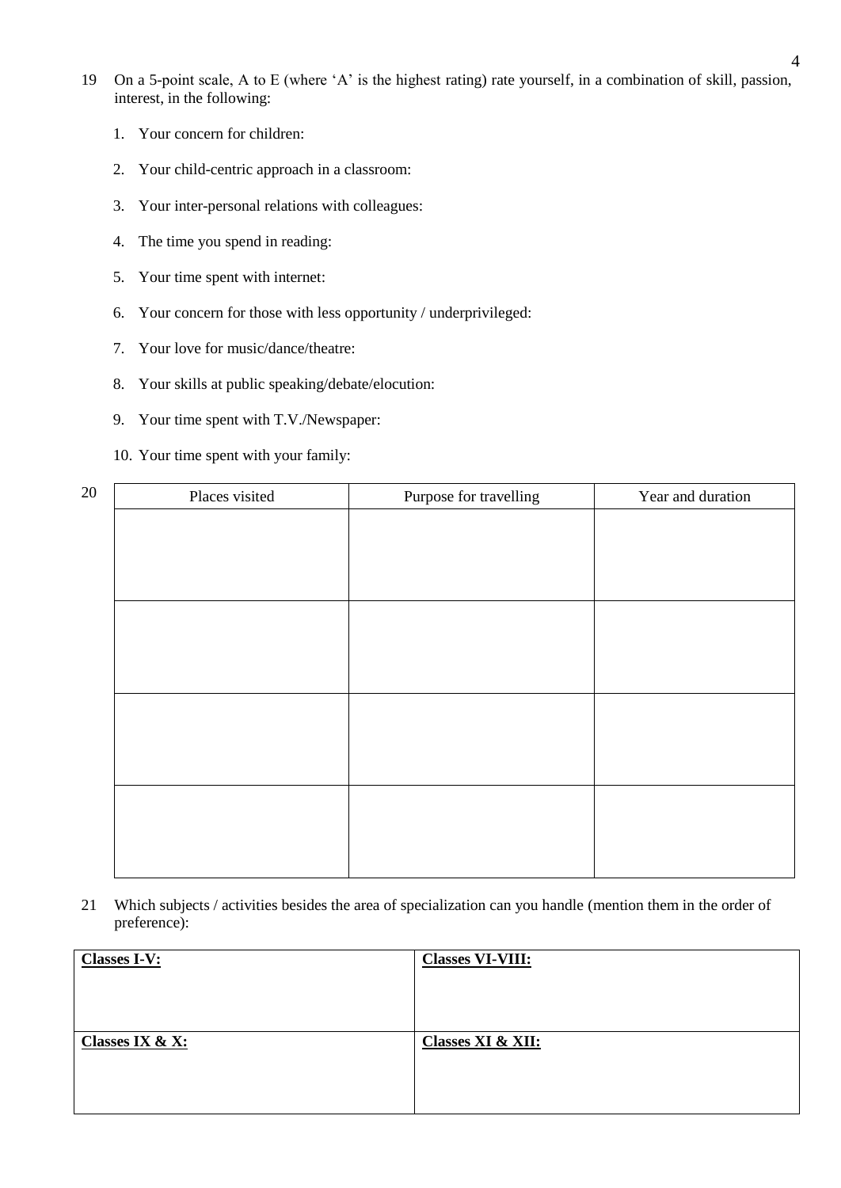19 On a 5-point scale, A to E (where 'A' is the highest rating) rate yourself, in a combination of skill, passion, interest, in the following:

1. Your concern for children:
2. Your child-centric approach in a classroom:
3. Your inter-personal relations with colleagues:
4. The time you spend in reading:
5. Your time spent with internet:
6. Your concern for those with less opportunity / underprivileged:
7. Your love for music/dance/theatre:
8. Your skills at public speaking/debate/elocution:
9. Your time spent with T.V./Newspaper:
10. Your time spent with your family:

20

| Places visited | Purpose for travelling | Year and duration |
|---|---|---|
| | | |
| | | |
| | | |
| | | |

21 Which subjects / activities besides the area of specialization can you handle (mention them in the order of preference):

| **Classes I-V:** | **Classes VI-VIII:** |
|---|---|
| **Classes IX & X:** | **Classes XI & XII:** |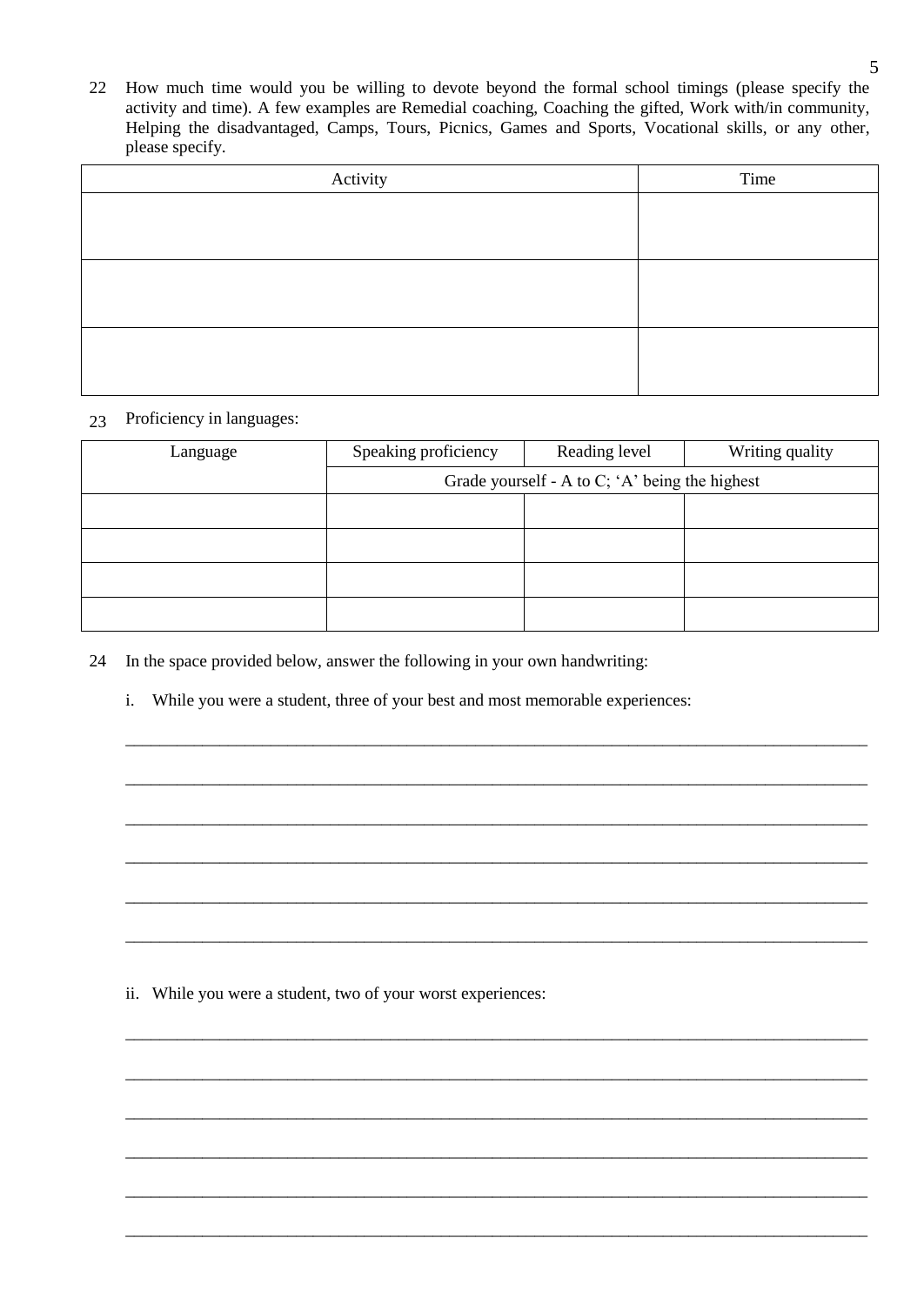22 How much time would you be willing to devote beyond the formal school timings (please specify the activity and time). A few examples are Remedial coaching, Coaching the gifted, Work with/in community, Helping the disadvantaged, Camps, Tours, Picnics, Games and Sports, Vocational skills, or any other, please specify.

| Activity | Time |
| --- | --- |
| | |
| | |
| | |

23 Proficiency in languages:

| Language | Speaking proficiency | Reading level | Writing quality |
| --- | --- | --- | --- |
| | Grade yourself - A to C; 'A' being the highest | | |
| | | | |
| | | | |
| | | | |
| | | | |

24 In the space provided below, answer the following in your own handwriting:

i. While you were a student, three of your best and most memorable experiences:

______________________________________________________________________________

______________________________________________________________________________

______________________________________________________________________________

______________________________________________________________________________

______________________________________________________________________________

______________________________________________________________________________

ii. While you were a student, two of your worst experiences:

______________________________________________________________________________

______________________________________________________________________________

______________________________________________________________________________

______________________________________________________________________________

______________________________________________________________________________

______________________________________________________________________________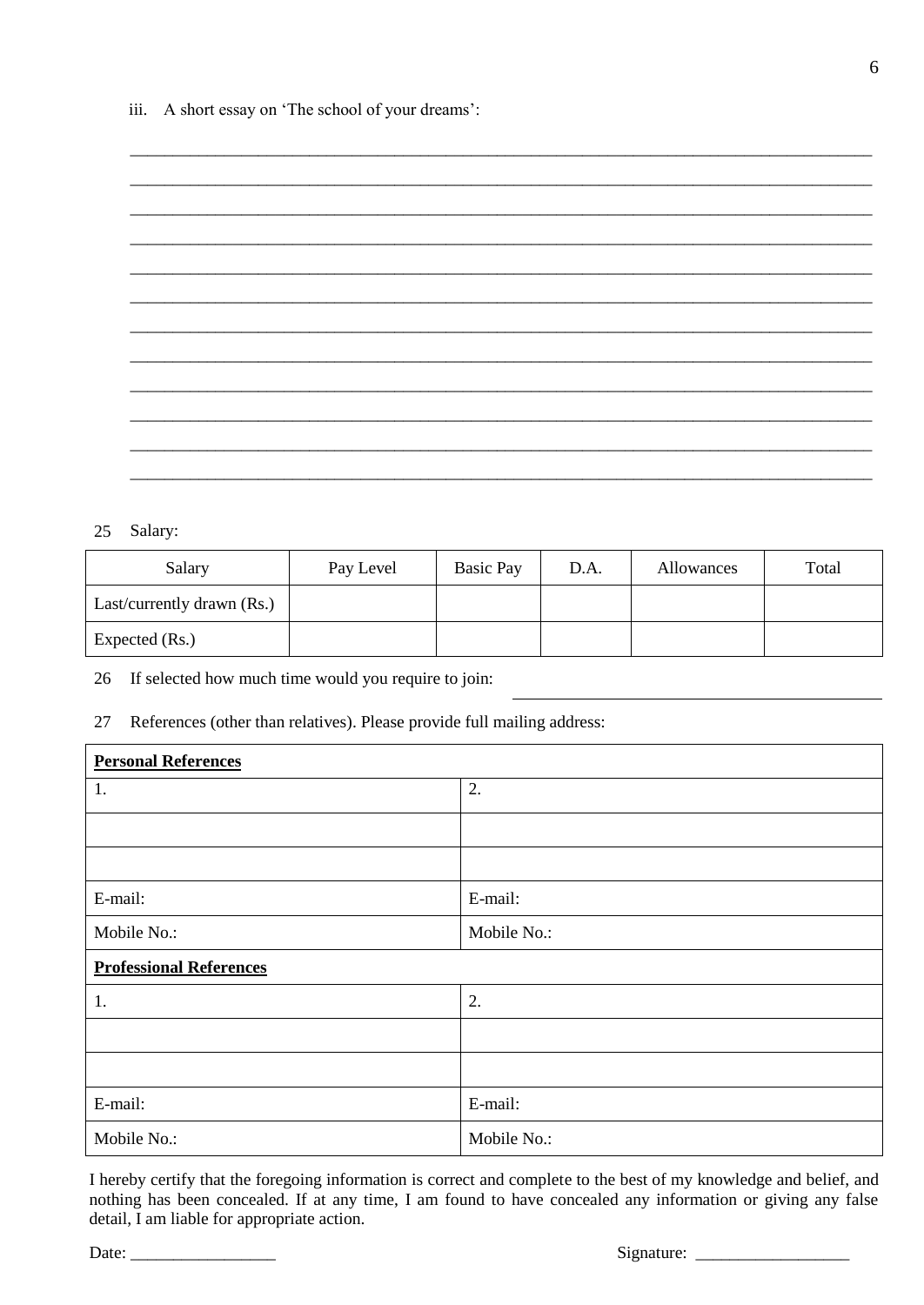iii. A short essay on 'The school of your dreams':

____________________________________________________________________________

____________________________________________________________________________

____________________________________________________________________________

____________________________________________________________________________

____________________________________________________________________________

____________________________________________________________________________

____________________________________________________________________________

____________________________________________________________________________

____________________________________________________________________________

____________________________________________________________________________

____________________________________________________________________________

____________________________________________________________________________

25 Salary:

| Salary | Pay Level | Basic Pay | D.A. | Allowances | Total |
|---|---|---|---|---|---|
| Last/currently drawn (Rs.) | | | | | |
| Expected (Rs.) | | | | | |

26 If selected how much time would you require to join: ____________________

27 References (other than relatives). Please provide full mailing address:

| | |
|---|---|
| **Personal References** | |
| 1. | 2. |
| | |
| | |
| E-mail: | E-mail: |
| Mobile No.: | Mobile No.: |
| **Professional References** | |
| 1. | 2. |
| | |
| | |
| E-mail: | E-mail: |
| Mobile No.: | Mobile No.: |

I hereby certify that the foregoing information is correct and complete to the best of my knowledge and belief, and nothing has been concealed. If at any time, I am found to have concealed any information or giving any false detail, I am liable for appropriate action.

Date: _________________ Signature: __________________